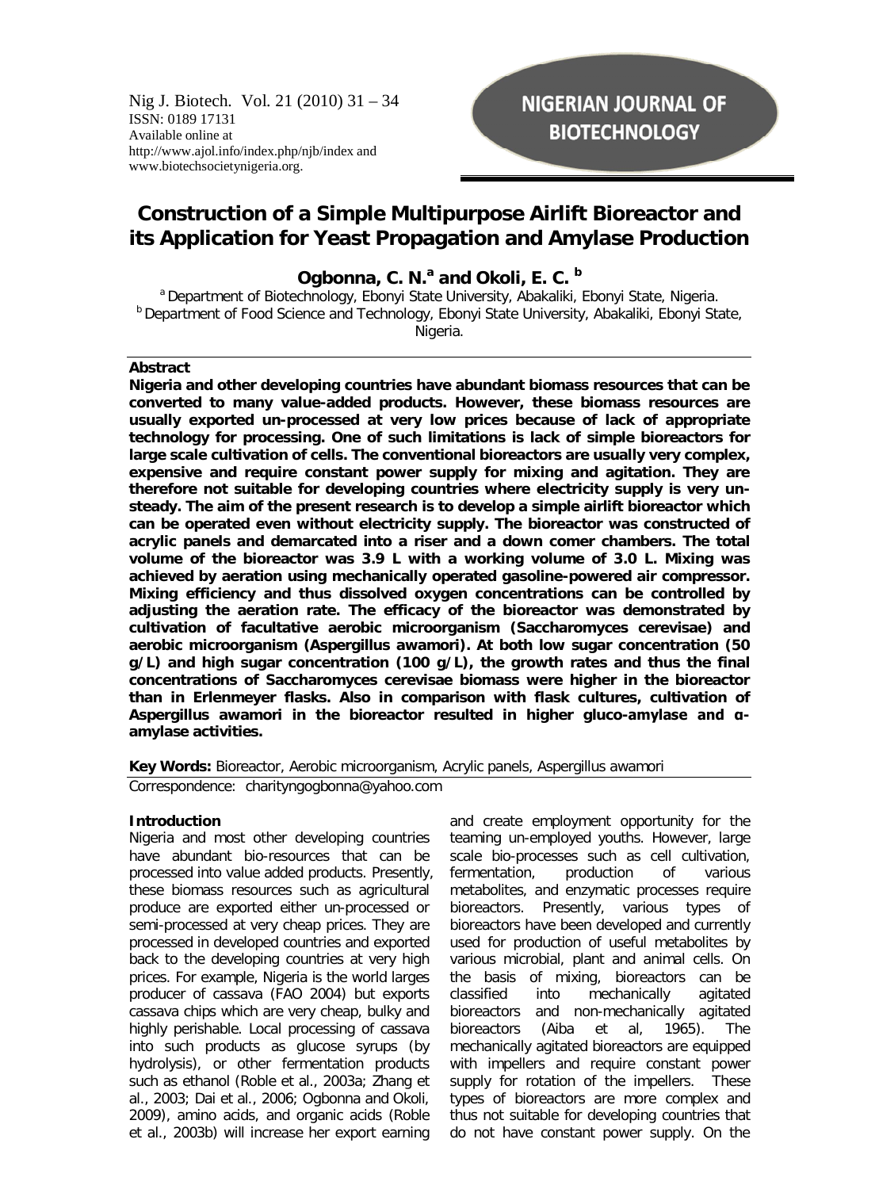# Construction of a Simple Multipurpose Airlift Bioreactor and its Application for Yeast Propagation and Amylase Production

**Ogbonna, C. N.[a] and Okoli, E. C. [b]**

[a] Department of Biotechnology, Ebonyi State University, Abakaliki, Ebonyi State, Nigeria.
[b] Department of Food Science and Technology, Ebonyi State University, Abakaliki, Ebonyi State, Nigeria.

**Abstract**

**Nigeria and other developing countries have abundant biomass resources that can be converted to many value-added products. However, these biomass resources are usually exported un-processed at very low prices because of lack of appropriate technology for processing. One of such limitations is lack of simple bioreactors for large scale cultivation of cells. The conventional bioreactors are usually very complex, expensive and require constant power supply for mixing and agitation. They are therefore not suitable for developing countries where electricity supply is very un-steady. The aim of the present research is to develop a simple airlift bioreactor which can be operated even without electricity supply. The bioreactor was constructed of acrylic panels and demarcated into a riser and a down comer chambers. The total volume of the bioreactor was 3.9 L with a working volume of 3.0 L. Mixing was achieved by aeration using mechanically operated gasoline-powered air compressor. Mixing efficiency and thus dissolved oxygen concentrations can be controlled by adjusting the aeration rate. The efficacy of the bioreactor was demonstrated by cultivation of facultative aerobic microorganism (Saccharomyces cerevisae) and aerobic microorganism (Aspergillus awamori). At both low sugar concentration (50 g/L) and high sugar concentration (100 g/L), the growth rates and thus the final concentrations of Saccharomyces cerevisae biomass were higher in the bioreactor than in Erlenmeyer flasks. Also in comparison with flask cultures, cultivation of Aspergillus awamori in the bioreactor resulted in higher gluco-amylase and α-amylase activities.**

**Key Words:** Bioreactor, Aerobic microorganism, Acrylic panels, Aspergillus awamori

Correspondence: charityngogbonna@yahoo.com

**Introduction**

Nigeria and most other developing countries have abundant bio-resources that can be processed into value added products. Presently, these biomass resources such as agricultural produce are exported either un-processed or semi-processed at very cheap prices. They are processed in developed countries and exported back to the developing countries at very high prices. For example, Nigeria is the world larges producer of cassava (FAO 2004) but exports cassava chips which are very cheap, bulky and highly perishable. Local processing of cassava into such products as glucose syrups (by hydrolysis), or other fermentation products such as ethanol (Roble et al., 2003a; Zhang et al., 2003; Dai et al., 2006; Ogbonna and Okoli, 2009), amino acids, and organic acids (Roble et al., 2003b) will increase her export earning and create employment opportunity for the teaming un-employed youths. However, large scale bio-processes such as cell cultivation, fermentation, production of various metabolites, and enzymatic processes require bioreactors. Presently, various types of bioreactors have been developed and currently used for production of useful metabolites by various microbial, plant and animal cells. On the basis of mixing, bioreactors can be classified into mechanically agitated bioreactors and non-mechanically agitated bioreactors (Aiba et al, 1965). The mechanically agitated bioreactors are equipped with impellers and require constant power supply for rotation of the impellers. These types of bioreactors are more complex and thus not suitable for developing countries that do not have constant power supply. On the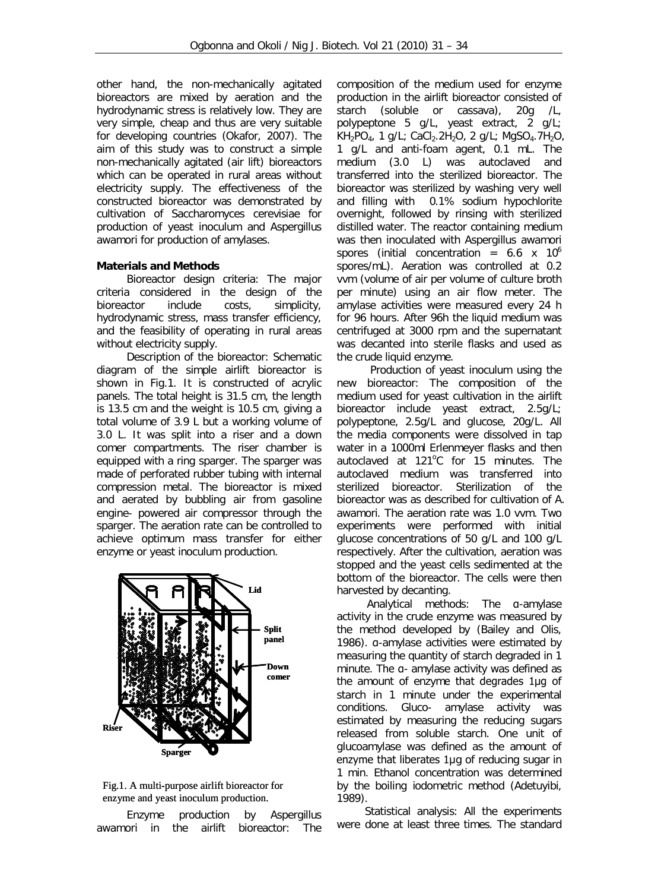other hand, the non-mechanically agitated bioreactors are mixed by aeration and the hydrodynamic stress is relatively low. They are very simple, cheap and thus are very suitable for developing countries (Okafor, 2007). The aim of this study was to construct a simple non-mechanically agitated (air lift) bioreactors which can be operated in rural areas without electricity supply. The effectiveness of the constructed bioreactor was demonstrated by cultivation of Saccharomyces cerevisiae for production of yeast inoculum and Aspergillus awamori for production of amylases.

## Materials and Methods

Bioreactor design criteria: The major criteria considered in the design of the bioreactor include costs, simplicity, hydrodynamic stress, mass transfer efficiency, and the feasibility of operating in rural areas without electricity supply.

Description of the bioreactor: Schematic diagram of the simple airlift bioreactor is shown in Fig.1. It is constructed of acrylic panels. The total height is 31.5 cm, the length is 13.5 cm and the weight is 10.5 cm, giving a total volume of 3.9 L but a working volume of 3.0 L. It was split into a riser and a down comer compartments. The riser chamber is equipped with a ring sparger. The sparger was made of perforated rubber tubing with internal compression metal. The bioreactor is mixed and aerated by bubbling air from gasoline engine- powered air compressor through the sparger. The aeration rate can be controlled to achieve optimum mass transfer for either enzyme or yeast inoculum production.

Fig.1. A multi-purpose airlift bioreactor for enzyme and yeast inoculum production.

Enzyme production by Aspergillus awamori in the airlift bioreactor: The composition of the medium used for enzyme production in the airlift bioreactor consisted of starch (soluble or cassava), 20g /L, polypeptone 5 g/L, yeast extract, 2 g/L; $KH_2PO_4$, 1 g/L; $CaCl_2.2H_2O$, 2 g/L; $MgSO_4.7H_2O$, 1 g/L and anti-foam agent, 0.1 mL. The medium (3.0 L) was autoclaved and transferred into the sterilized bioreactor. The bioreactor was sterilized by washing very well and filling with 0.1% sodium hypochlorite overnight, followed by rinsing with sterilized distilled water. The reactor containing medium was then inoculated with Aspergillus awamori spores (initial concentration = $6.6 \times 10^6$ spores/mL). Aeration was controlled at 0.2 vvm (volume of air per volume of culture broth per minute) using an air flow meter. The amylase activities were measured every 24 h for 96 hours. After 96h the liquid medium was centrifuged at 3000 rpm and the supernatant was decanted into sterile flasks and used as the crude liquid enzyme.

Production of yeast inoculum using the new bioreactor: The composition of the medium used for yeast cultivation in the airlift bioreactor include yeast extract, 2.5g/L; polypeptone, 2.5g/L and glucose, 20g/L. All the media components were dissolved in tap water in a 1000ml Erlenmeyer flasks and then autoclaved at 121°C for 15 minutes. The autoclaved medium was transferred into sterilized bioreactor. Sterilization of the bioreactor was as described for cultivation of A. awamori. The aeration rate was 1.0 vvm. Two experiments were performed with initial glucose concentrations of 50 g/L and 100 g/L respectively. After the cultivation, aeration was stopped and the yeast cells sedimented at the bottom of the bioreactor. The cells were then harvested by decanting.

Analytical methods: The α-amylase activity in the crude enzyme was measured by the method developed by (Bailey and Olis, 1986). α-amylase activities were estimated by measuring the quantity of starch degraded in 1 minute. The α- amylase activity was defined as the amount of enzyme that degrades 1µg of starch in 1 minute under the experimental conditions. Gluco- amylase activity was estimated by measuring the reducing sugars released from soluble starch. One unit of glucoamylase was defined as the amount of enzyme that liberates 1µg of reducing sugar in 1 min. Ethanol concentration was determined by the boiling iodometric method (Adetuyibi, 1989).

Statistical analysis: All the experiments were done at least three times. The standard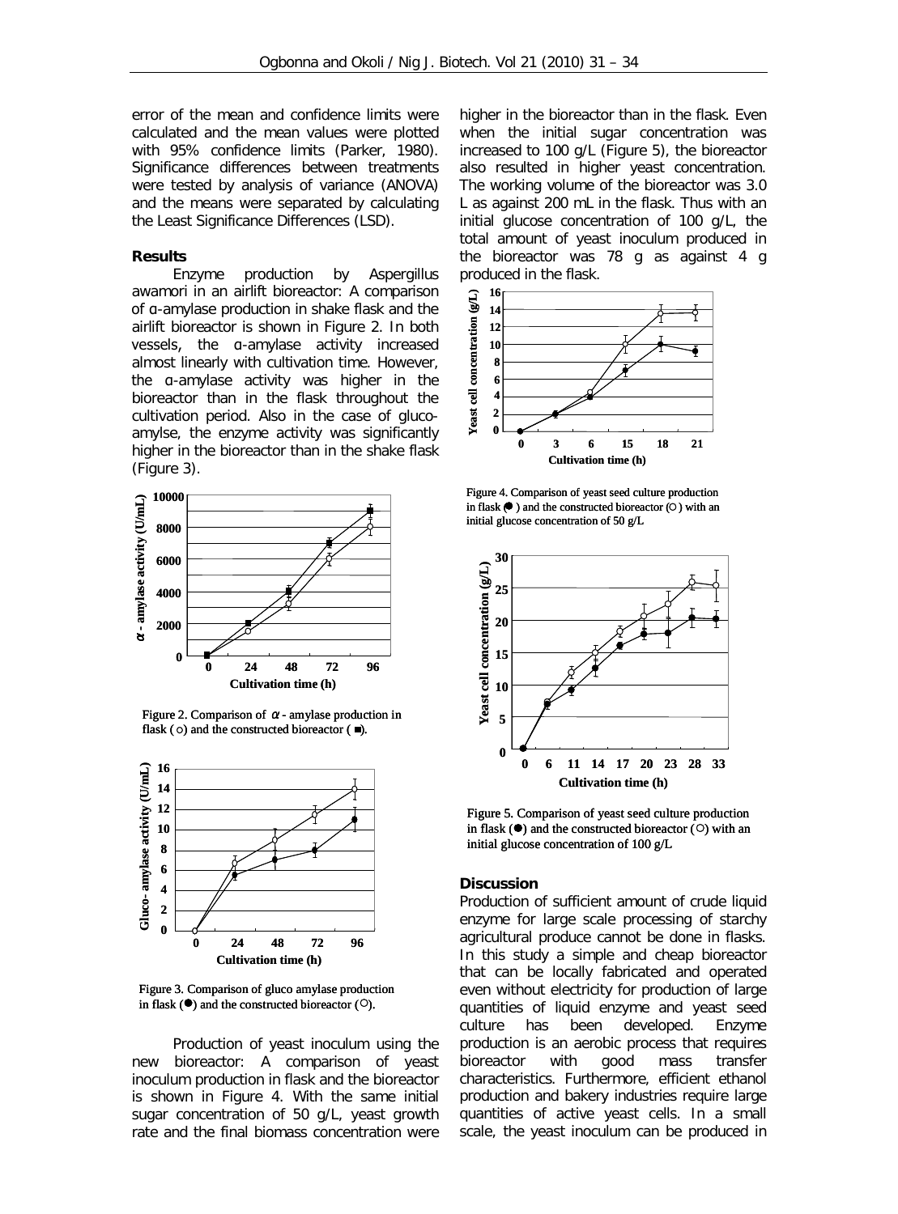error of the mean and confidence limits were calculated and the mean values were plotted with 95% confidence limits (Parker, 1980). Significance differences between treatments were tested by analysis of variance (ANOVA) and the means were separated by calculating the Least Significance Differences (LSD).

**Results**

Enzyme production by Aspergillus awamori in an airlift bioreactor: A comparison of α-amylase production in shake flask and the airlift bioreactor is shown in Figure 2. In both vessels, the α-amylase activity increased almost linearly with cultivation time. However, the α-amylase activity was higher in the bioreactor than in the flask throughout the cultivation period. Also in the case of gluco-amylse, the enzyme activity was significantly higher in the bioreactor than in the shake flask (Figure 3).

Figure 2. Comparison of α - amylase production in flask (○) and the constructed bioreactor (■).

Figure 3. Comparison of gluco amylase production in flask (●) and the constructed bioreactor (○).

Production of yeast inoculum using the new bioreactor: A comparison of yeast inoculum production in flask and the bioreactor is shown in Figure 4. With the same initial sugar concentration of 50 g/L, yeast growth rate and the final biomass concentration were higher in the bioreactor than in the flask. Even when the initial sugar concentration was increased to 100 g/L (Figure 5), the bioreactor also resulted in higher yeast concentration. The working volume of the bioreactor was 3.0 L as against 200 mL in the flask. Thus with an initial glucose concentration of 100 g/L, the total amount of yeast inoculum produced in the bioreactor was 78 g as against 4 g produced in the flask.

Figure 4. Comparison of yeast seed culture production in flask (●) and the constructed bioreactor (○) with an initial glucose concentration of 50 g/L

Figure 5. Comparison of yeast seed culture production in flask (●) and the constructed bioreactor (○) with an initial glucose concentration of 100 g/L

**Discussion**

Production of sufficient amount of crude liquid enzyme for large scale processing of starchy agricultural produce cannot be done in flasks. In this study a simple and cheap bioreactor that can be locally fabricated and operated even without electricity for production of large quantities of liquid enzyme and yeast seed culture has been developed. Enzyme production is an aerobic process that requires bioreactor with good mass transfer characteristics. Furthermore, efficient ethanol production and bakery industries require large quantities of active yeast cells. In a small scale, the yeast inoculum can be produced in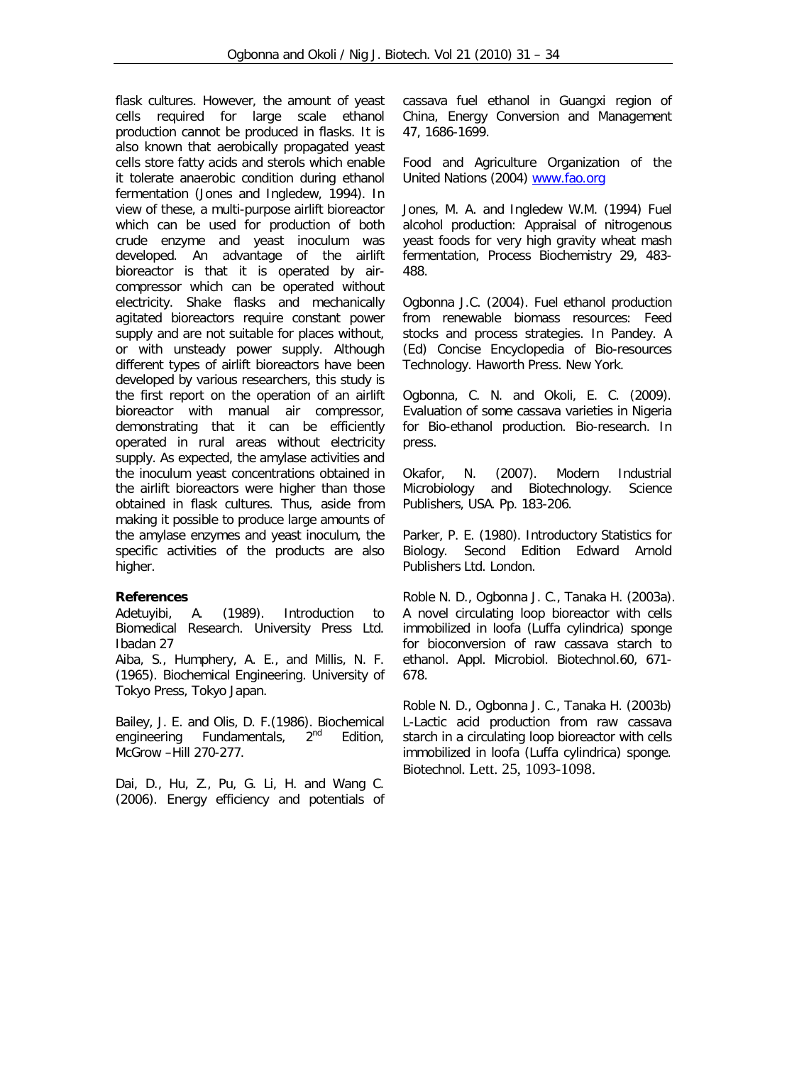flask cultures. However, the amount of yeast cells required for large scale ethanol production cannot be produced in flasks. It is also known that aerobically propagated yeast cells store fatty acids and sterols which enable it tolerate anaerobic condition during ethanol fermentation (Jones and Ingledew, 1994). In view of these, a multi-purpose airlift bioreactor which can be used for production of both crude enzyme and yeast inoculum was developed. An advantage of the airlift bioreactor is that it is operated by air-compressor which can be operated without electricity. Shake flasks and mechanically agitated bioreactors require constant power supply and are not suitable for places without, or with unsteady power supply. Although different types of airlift bioreactors have been developed by various researchers, this study is the first report on the operation of an airlift bioreactor with manual air compressor, demonstrating that it can be efficiently operated in rural areas without electricity supply. As expected, the amylase activities and the inoculum yeast concentrations obtained in the airlift bioreactors were higher than those obtained in flask cultures. Thus, aside from making it possible to produce large amounts of the amylase enzymes and yeast inoculum, the specific activities of the products are also higher.

**References**

Adetuyibi, A. (1989). Introduction to Biomedical Research. University Press Ltd. Ibadan 27

Aiba, S., Humphery, A. E., and Millis, N. F. (1965). Biochemical Engineering. University of Tokyo Press, Tokyo Japan.

Bailey, J. E. and Olis, D. F.(1986). Biochemical engineering Fundamentals, 2nd Edition, McGrow –Hill 270-277.

Dai, D., Hu, Z., Pu, G. Li, H. and Wang C. (2006). Energy efficiency and potentials of cassava fuel ethanol in Guangxi region of China, Energy Conversion and Management 47, 1686-1699.

Food and Agriculture Organization of the United Nations (2004) www.fao.org

Jones, M. A. and Ingledew W.M. (1994) Fuel alcohol production: Appraisal of nitrogenous yeast foods for very high gravity wheat mash fermentation, Process Biochemistry 29, 483-488.

Ogbonna J.C. (2004). Fuel ethanol production from renewable biomass resources: Feed stocks and process strategies. In Pandey. A (Ed) Concise Encyclopedia of Bio-resources Technology. Haworth Press. New York.

Ogbonna, C. N. and Okoli, E. C. (2009). Evaluation of some cassava varieties in Nigeria for Bio-ethanol production. Bio-research. In press.

Okafor, N. (2007). Modern Industrial Microbiology and Biotechnology. Science Publishers, USA. Pp. 183-206.

Parker, P. E. (1980). Introductory Statistics for Biology. Second Edition Edward Arnold Publishers Ltd. London.

Roble N. D., Ogbonna J. C., Tanaka H. (2003a). A novel circulating loop bioreactor with cells immobilized in loofa (Luffa cylindrica) sponge for bioconversion of raw cassava starch to ethanol. Appl. Microbiol. Biotechnol.60, 671-678.

Roble N. D., Ogbonna J. C., Tanaka H. (2003b) L-Lactic acid production from raw cassava starch in a circulating loop bioreactor with cells immobilized in loofa (Luffa cylindrica) sponge. Biotechnol. Lett. 25, 1093-1098.